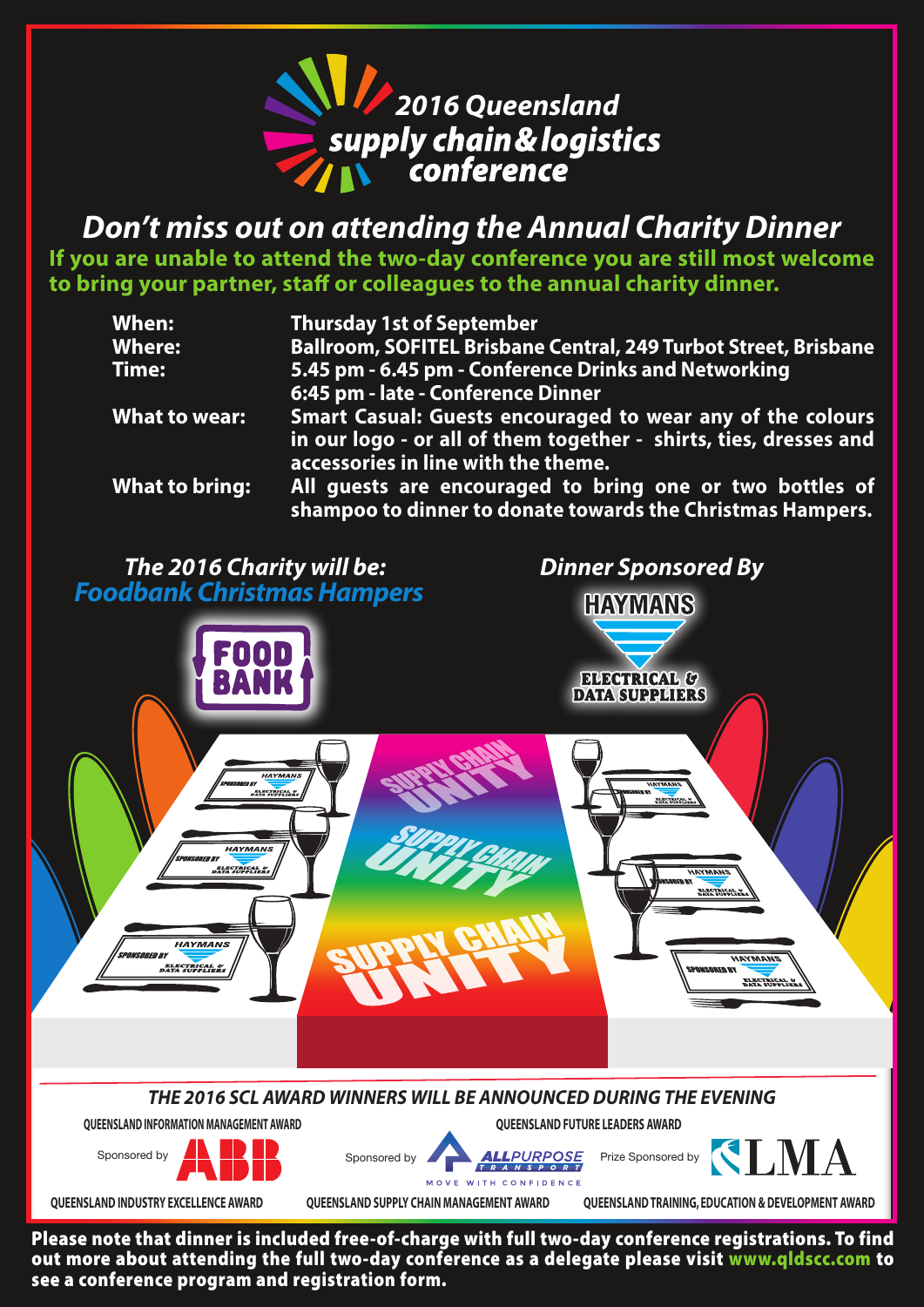# 2016 Queensland supply chain & logistics conference

## Don't miss out on attending the Annual Charity Dinner

**If you are unable to attend the two-day conference you are still most welcome to bring your partner, staff or colleagues to the annual charity dinner.**

**When:** Thursday 1st of September

**Where:** Ballroom, SOFITEL Brisbane Central, 249 Turbot Street, Brisbane

**Time:** 5.45 pm - 6.45 pm - Conference Drinks and Networking
6:45 pm - late - Conference Dinner

**What to wear:** Smart Casual: Guests encouraged to wear any of the colours in our logo - or all of them together - shirts, ties, dresses and accessories in line with the theme.

**What to bring:** All guests are encouraged to bring one or two bottles of shampoo to dinner to donate towards the Christmas Hampers.

### The 2016 Charity will be: Foodbank Christmas Hampers

FOOD BANK

### Dinner Sponsored By

HAYMANS ELECTRICAL & DATA SUPPLIERS

SUPPLY CHAIN UNITY

### THE 2016 SCL AWARD WINNERS WILL BE ANNOUNCED DURING THE EVENING

QUEENSLAND INFORMATION MANAGEMENT AWARD — Sponsored by ABB

QUEENSLAND FUTURE LEADERS AWARD — Sponsored by ALLPURPOSE TRANSPORT (MOVE WITH CONFIDENCE) — Prize Sponsored by LMA

QUEENSLAND INDUSTRY EXCELLENCE AWARD

QUEENSLAND SUPPLY CHAIN MANAGEMENT AWARD

QUEENSLAND TRAINING, EDUCATION & DEVELOPMENT AWARD

**Please note that dinner is included free-of-charge with full two-day conference registrations. To find out more about attending the full two-day conference as a delegate please visit www.qldscc.com to see a conference program and registration form.**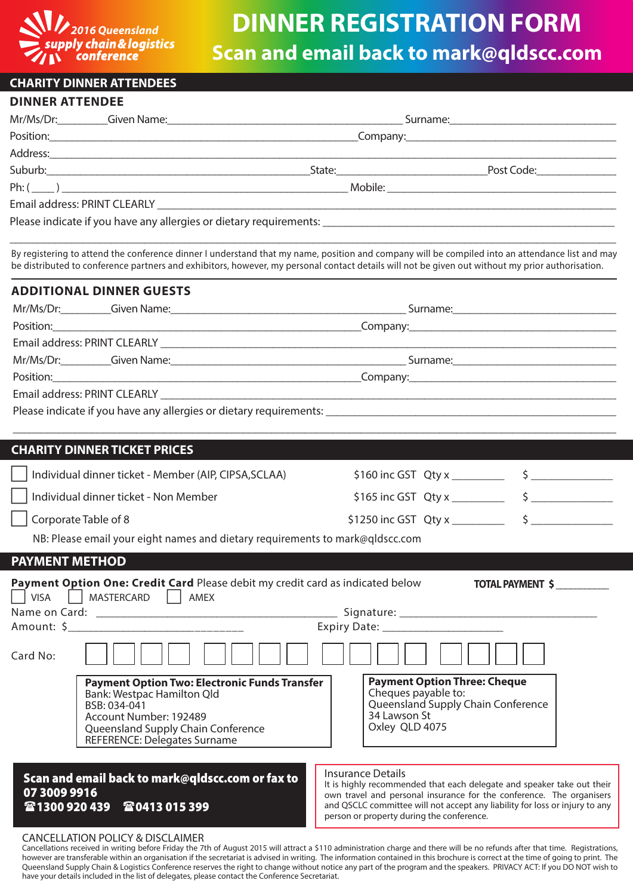2016 Queensland supply chain & logistics conference

# DINNER REGISTRATION FORM

## Scan and email back to mark@qldscc.com

## CHARITY DINNER ATTENDEES

### DINNER ATTENDEE

Mr/Ms/Dr:________Given Name:________________________________________ Surname:____________________________

Position:________________________________________________________Company:____________________________________

Address:_____________________________________________________________________________________________

Suburb:______________________________________________State:__________________________Post Code:______________

Ph: ( ____ ) ________________________________________________ Mobile: ______________________________________

Email address: PRINT CLEARLY _________________________________________________________________________

Please indicate if you have any allergies or dietary requirements: ____________________________________________

_____________________________________________________________________________________________________

By registering to attend the conference dinner I understand that my name, position and company will be compiled into an attendance list and may be distributed to conference partners and exhibitors, however, my personal contact details will not be given out without my prior authorisation.

### ADDITIONAL DINNER GUESTS

Mr/Ms/Dr:________Given Name:________________________________________ Surname:____________________________

Position:________________________________________________________Company:____________________________________

Email address: PRINT CLEARLY _________________________________________________________________________

Mr/Ms/Dr:________Given Name:________________________________________ Surname:____________________________

Position:________________________________________________________Company:____________________________________

Email address: PRINT CLEARLY _________________________________________________________________________

Please indicate if you have any allergies or dietary requirements: ____________________________________________

_____________________________________________________________________________________________________

## CHARITY DINNER TICKET PRICES

| | | | |
|---|---|---|---|
| ☐ Individual dinner ticket - Member (AIP, CIPSA,SCLAA) | $160 inc GST | Qty x ________ | $ ______________ |
| ☐ Individual dinner ticket - Non Member | $165 inc GST | Qty x ________ | $ ______________ |
| ☐ Corporate Table of 8 | $1250 inc GST | Qty x ________ | $ ______________ |

NB: Please email your eight names and dietary requirements to mark@qldscc.com

## PAYMENT METHOD

**Payment Option One: Credit Card** Please debit my credit card as indicated below

**TOTAL PAYMENT $** __________

☐ VISA ☐ MASTERCARD ☐ AMEX

Name on Card: ______________________________________ Signature: __________________________________

Amount: $____________________________ Expiry Date: ____________________

Card No: ☐☐☐☐ ☐☐☐☐ ☐☐☐☐ ☐☐☐☐

**Payment Option Two: Electronic Funds Transfer**
Bank: Westpac Hamilton Qld
BSB: 034-041
Account Number: 192489
Queensland Supply Chain Conference
REFERENCE: Delegates Surname

**Payment Option Three: Cheque**
Cheques payable to:
Queensland Supply Chain Conference
34 Lawson St
Oxley QLD 4075

**Scan and email back to mark@qldscc.com or fax to 07 3009 9916**
**☎1300 920 439 ☎0413 015 399**

Insurance Details
It is highly recommended that each delegate and speaker take out their own travel and personal insurance for the conference. The organisers and QSCLC committee will not accept any liability for loss or injury to any person or property during the conference.

CANCELLATION POLICY & DISCLAIMER
Cancellations received in writing before Friday the 7th of August 2015 will attract a $110 administration charge and there will be no refunds after that time. Registrations, however are transferable within an organisation if the secretariat is advised in writing. The information contained in this brochure is correct at the time of going to print. The Queensland Supply Chain & Logistics Conference reserves the right to change without notice any part of the program and the speakers. PRIVACY ACT: If you DO NOT wish to have your details included in the list of delegates, please contact the Conference Secretariat.